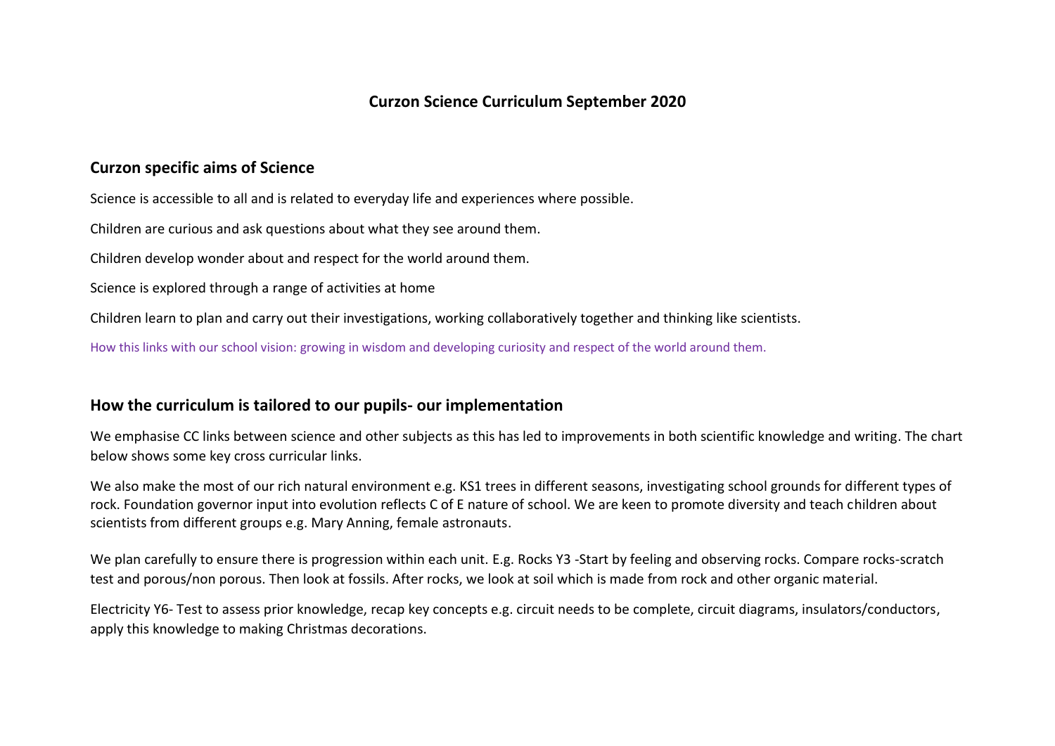# Curzon Science Curriculum September 2020

## Curzon specific aims of Science

Science is accessible to all and is related to everyday life and experiences where possible.

Children are curious and ask questions about what they see around them.

Children develop wonder about and respect for the world around them.

Science is explored through a range of activities at home

Children learn to plan and carry out their investigations, working collaboratively together and thinking like scientists.

How this links with our school vision: growing in wisdom and developing curiosity and respect of the world around them.

## How the curriculum is tailored to our pupils- our implementation

We emphasise CC links between science and other subjects as this has led to improvements in both scientific knowledge and writing. The chart below shows some key cross curricular links.

We also make the most of our rich natural environment e.g. KS1 trees in different seasons, investigating school grounds for different types of rock. Foundation governor input into evolution reflects C of E nature of school. We are keen to promote diversity and teach children about scientists from different groups e.g. Mary Anning, female astronauts.

We plan carefully to ensure there is progression within each unit. E.g. Rocks Y3 -Start by feeling and observing rocks. Compare rocks-scratch test and porous/non porous. Then look at fossils. After rocks, we look at soil which is made from rock and other organic material.

Electricity Y6- Test to assess prior knowledge, recap key concepts e.g. circuit needs to be complete, circuit diagrams, insulators/conductors, apply this knowledge to making Christmas decorations.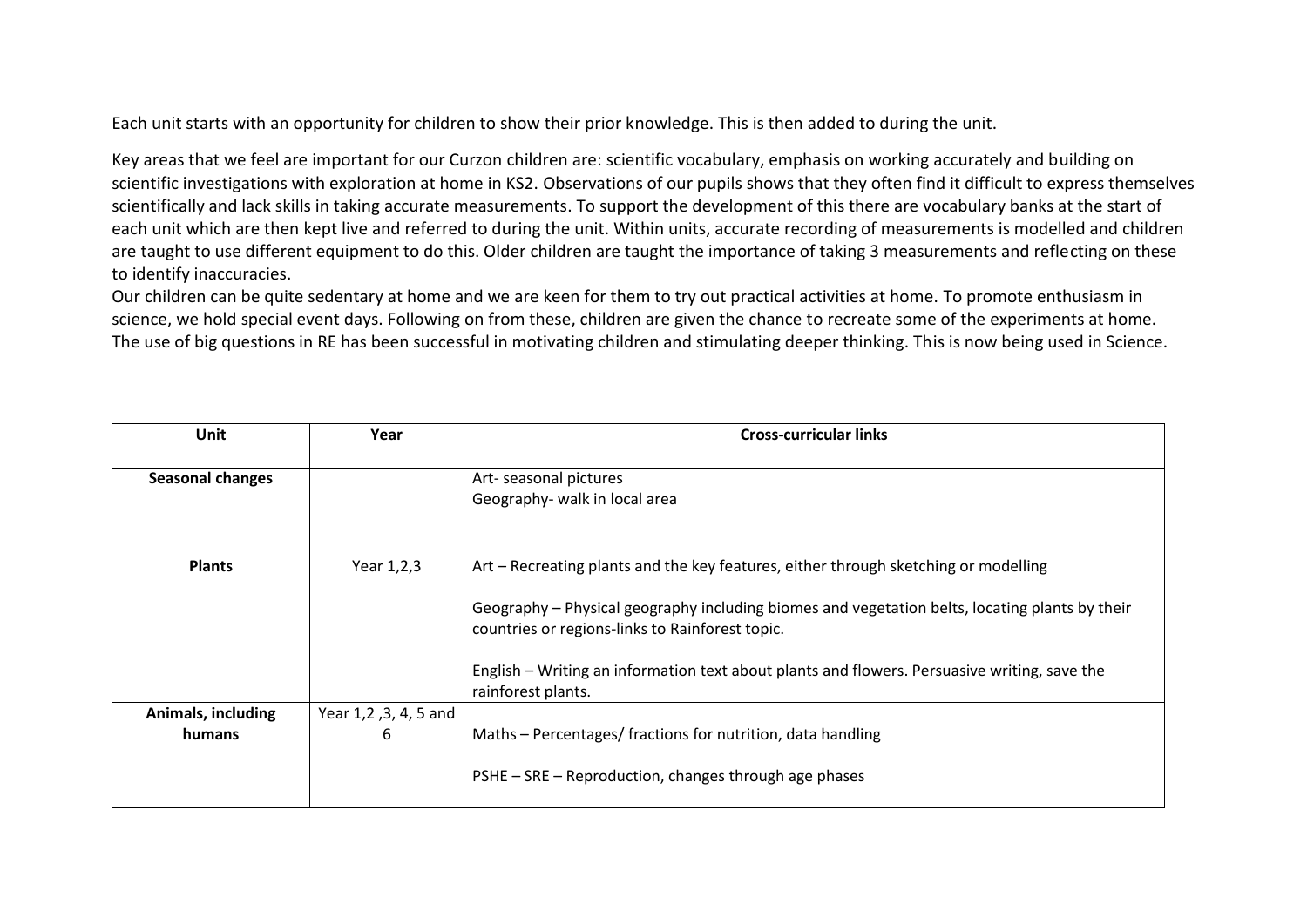Each unit starts with an opportunity for children to show their prior knowledge. This is then added to during the unit.

Key areas that we feel are important for our Curzon children are: scientific vocabulary, emphasis on working accurately and building on scientific investigations with exploration at home in KS2. Observations of our pupils shows that they often find it difficult to express themselves scientifically and lack skills in taking accurate measurements. To support the development of this there are vocabulary banks at the start of each unit which are then kept live and referred to during the unit. Within units, accurate recording of measurements is modelled and children are taught to use different equipment to do this. Older children are taught the importance of taking 3 measurements and reflecting on these to identify inaccuracies.
Our children can be quite sedentary at home and we are keen for them to try out practical activities at home. To promote enthusiasm in science, we hold special event days. Following on from these, children are given the chance to recreate some of the experiments at home.
The use of big questions in RE has been successful in motivating children and stimulating deeper thinking. This is now being used in Science.

| Unit | Year | Cross-curricular links |
|---|---|---|
| **Seasonal changes** | | Art- seasonal pictures<br>Geography- walk in local area |
| **Plants** | Year 1,2,3 | Art – Recreating plants and the key features, either through sketching or modelling<br><br>Geography – Physical geography including biomes and vegetation belts, locating plants by their countries or regions-links to Rainforest topic.<br><br>English – Writing an information text about plants and flowers. Persuasive writing, save the rainforest plants. |
| **Animals, including humans** | Year 1,2 ,3, 4, 5 and 6 | Maths – Percentages/ fractions for nutrition, data handling<br><br>PSHE – SRE – Reproduction, changes through age phases |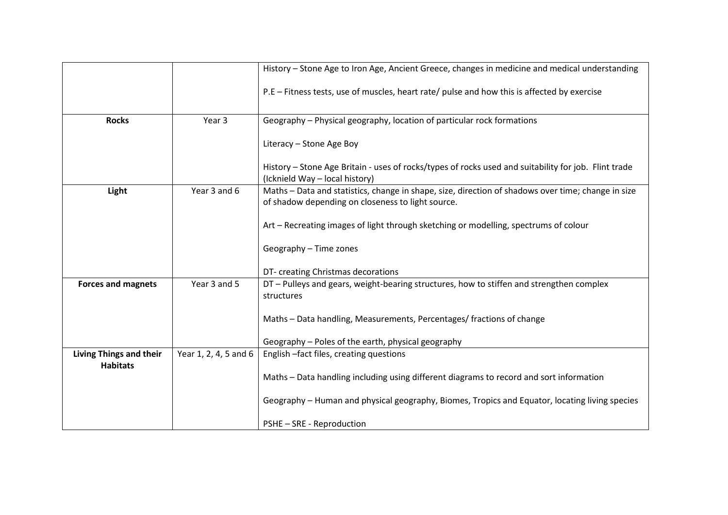| | | |
|---|---|---|
| | | History – Stone Age to Iron Age, Ancient Greece, changes in medicine and medical understanding<br><br>P.E – Fitness tests, use of muscles, heart rate/ pulse and how this is affected by exercise |
| **Rocks** | Year 3 | Geography – Physical geography, location of particular rock formations<br><br>Literacy – Stone Age Boy<br><br>History – Stone Age Britain - uses of rocks/types of rocks used and suitability for job. Flint trade (Icknield Way – local history) |
| **Light** | Year 3 and 6 | Maths – Data and statistics, change in shape, size, direction of shadows over time; change in size of shadow depending on closeness to light source.<br><br>Art – Recreating images of light through sketching or modelling, spectrums of colour<br><br>Geography – Time zones<br><br>DT- creating Christmas decorations |
| **Forces and magnets** | Year 3 and 5 | DT – Pulleys and gears, weight-bearing structures, how to stiffen and strengthen complex structures<br><br>Maths – Data handling, Measurements, Percentages/ fractions of change<br><br>Geography – Poles of the earth, physical geography |
| **Living Things and their Habitats** | Year 1, 2, 4, 5 and 6 | English –fact files, creating questions<br><br>Maths – Data handling including using different diagrams to record and sort information<br><br>Geography – Human and physical geography, Biomes, Tropics and Equator, locating living species<br><br>PSHE – SRE - Reproduction |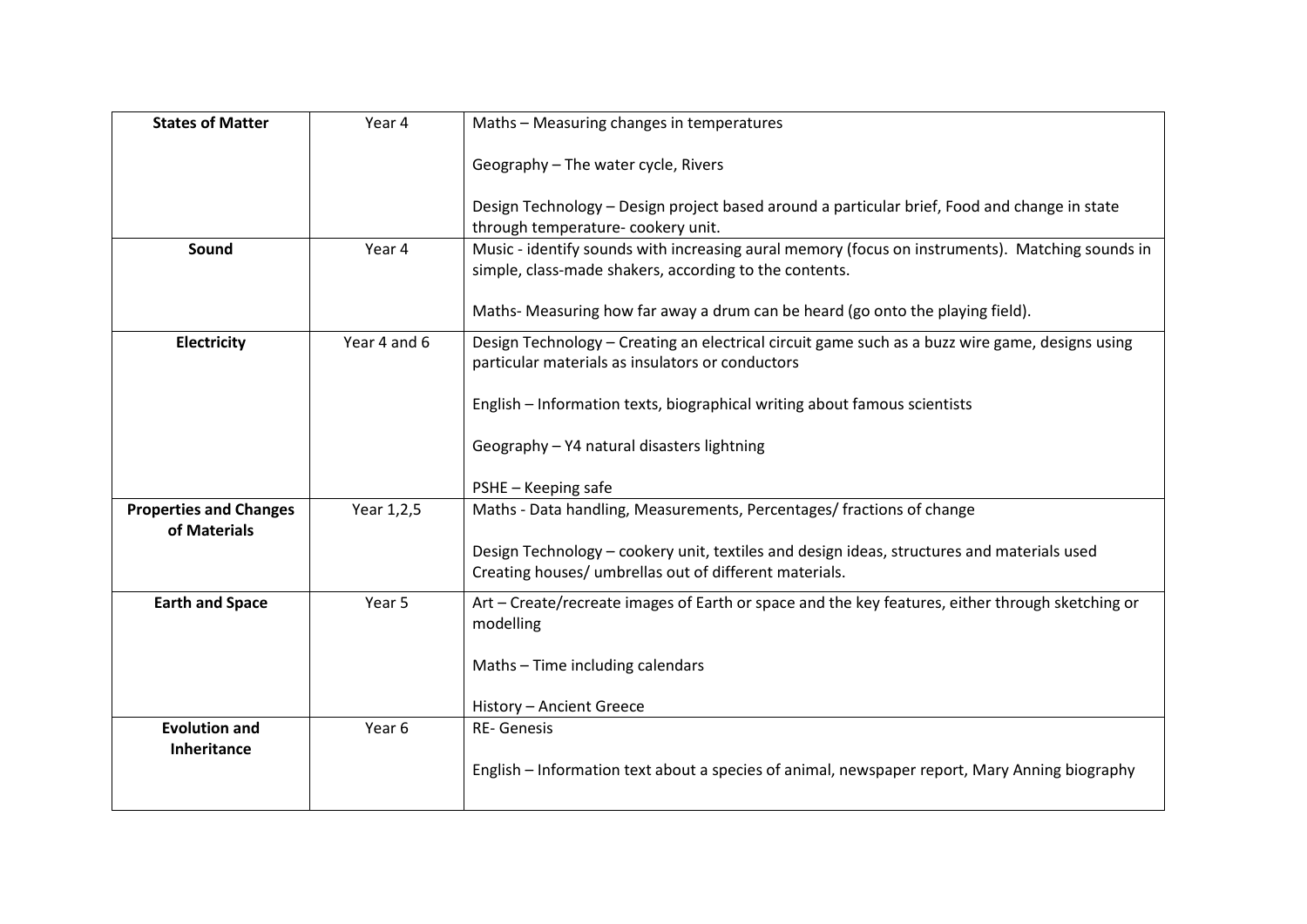| **States of Matter** | Year 4 | Maths – Measuring changes in temperatures<br><br>Geography – The water cycle, Rivers<br><br>Design Technology – Design project based around a particular brief, Food and change in state through temperature- cookery unit. |
|---|---|---|
| **Sound** | Year 4 | Music - identify sounds with increasing aural memory (focus on instruments). Matching sounds in simple, class-made shakers, according to the contents.<br><br>Maths- Measuring how far away a drum can be heard (go onto the playing field). |
| **Electricity** | Year 4 and 6 | Design Technology – Creating an electrical circuit game such as a buzz wire game, designs using particular materials as insulators or conductors<br><br>English – Information texts, biographical writing about famous scientists<br><br>Geography – Y4 natural disasters lightning<br><br>PSHE – Keeping safe |
| **Properties and Changes of Materials** | Year 1,2,5 | Maths - Data handling, Measurements, Percentages/ fractions of change<br><br>Design Technology – cookery unit, textiles and design ideas, structures and materials used Creating houses/ umbrellas out of different materials. |
| **Earth and Space** | Year 5 | Art – Create/recreate images of Earth or space and the key features, either through sketching or modelling<br><br>Maths – Time including calendars<br><br>History – Ancient Greece |
| **Evolution and Inheritance** | Year 6 | RE- Genesis<br><br>English – Information text about a species of animal, newspaper report, Mary Anning biography |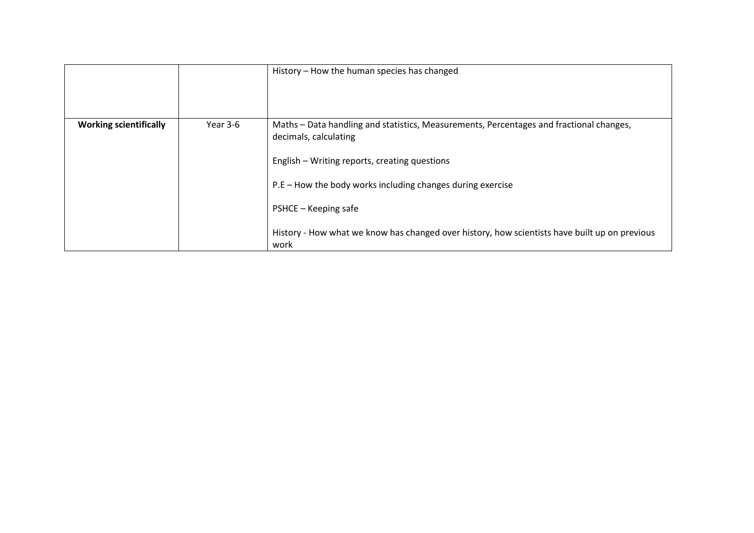| | | |
|---|---|---|
| | | History – How the human species has changed |
| **Working scientifically** | Year 3-6 | Maths – Data handling and statistics, Measurements, Percentages and fractional changes, decimals, calculating<br><br>English – Writing reports, creating questions<br><br>P.E – How the body works including changes during exercise<br><br>PSHCE – Keeping safe<br><br>History - How what we know has changed over history, how scientists have built up on previous work |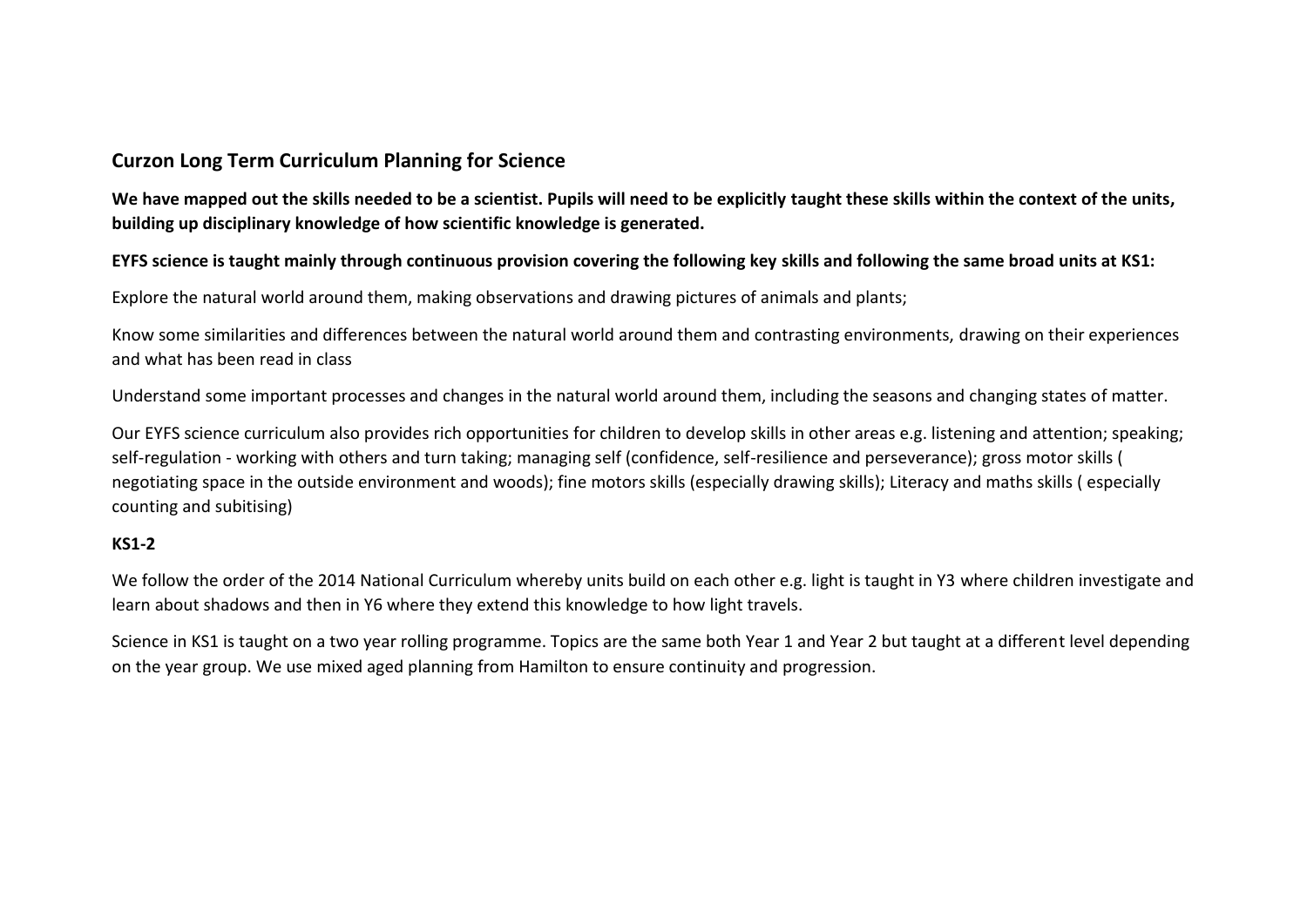## Curzon Long Term Curriculum Planning for Science

**We have mapped out the skills needed to be a scientist. Pupils will need to be explicitly taught these skills within the context of the units, building up disciplinary knowledge of how scientific knowledge is generated.**

**EYFS science is taught mainly through continuous provision covering the following key skills and following the same broad units at KS1:**

Explore the natural world around them, making observations and drawing pictures of animals and plants;

Know some similarities and differences between the natural world around them and contrasting environments, drawing on their experiences and what has been read in class

Understand some important processes and changes in the natural world around them, including the seasons and changing states of matter.

Our EYFS science curriculum also provides rich opportunities for children to develop skills in other areas e.g. listening and attention; speaking; self-regulation - working with others and turn taking; managing self (confidence, self-resilience and perseverance); gross motor skills ( negotiating space in the outside environment and woods); fine motors skills (especially drawing skills); Literacy and maths skills ( especially counting and subitising)

**KS1-2**

We follow the order of the 2014 National Curriculum whereby units build on each other e.g. light is taught in Y3 where children investigate and learn about shadows and then in Y6 where they extend this knowledge to how light travels.

Science in KS1 is taught on a two year rolling programme. Topics are the same both Year 1 and Year 2 but taught at a different level depending on the year group. We use mixed aged planning from Hamilton to ensure continuity and progression.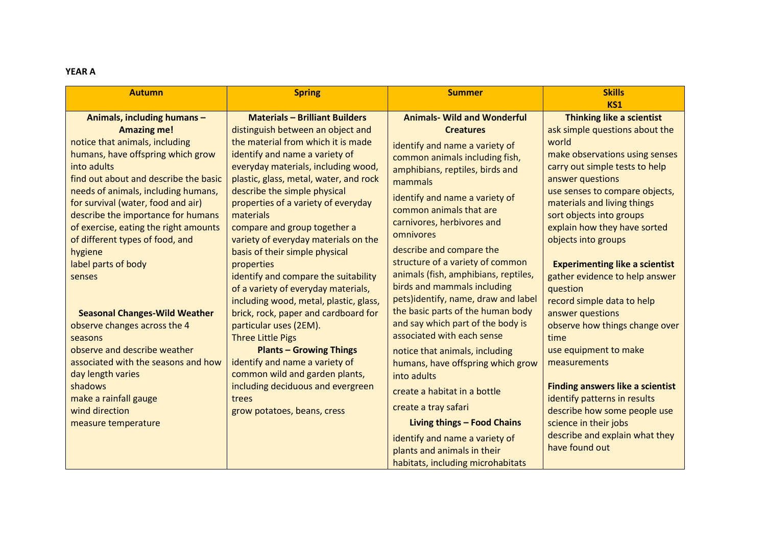**YEAR A**

| Autumn | Spring | Summer | Skills<br>KS1 |
|---|---|---|---|
| **Animals, including humans – Amazing me!**<br>notice that animals, including humans, have offspring which grow into adults<br>find out about and describe the basic needs of animals, including humans, for survival (water, food and air)<br>describe the importance for humans of exercise, eating the right amounts of different types of food, and hygiene<br>label parts of body<br>senses<br><br>**Seasonal Changes-Wild Weather**<br>observe changes across the 4 seasons<br>observe and describe weather associated with the seasons and how day length varies<br>shadows<br>make a rainfall gauge<br>wind direction<br>measure temperature | **Materials – Brilliant Builders**<br>distinguish between an object and the material from which it is made<br>identify and name a variety of everyday materials, including wood, plastic, glass, metal, water, and rock<br>describe the simple physical properties of a variety of everyday materials<br>compare and group together a variety of everyday materials on the basis of their simple physical properties<br>identify and compare the suitability of a variety of everyday materials, including wood, metal, plastic, glass, brick, rock, paper and cardboard for particular uses (2EM).<br>Three Little Pigs<br>**Plants – Growing Things**<br>identify and name a variety of common wild and garden plants, including deciduous and evergreen trees<br>grow potatoes, beans, cress | **Animals- Wild and Wonderful Creatures**<br>identify and name a variety of common animals including fish, amphibians, reptiles, birds and mammals<br>identify and name a variety of common animals that are carnivores, herbivores and omnivores<br>describe and compare the structure of a variety of common animals (fish, amphibians, reptiles, birds and mammals including pets)identify, name, draw and label the basic parts of the human body and say which part of the body is associated with each sense<br>notice that animals, including humans, have offspring which grow into adults<br>create a habitat in a bottle<br>create a tray safari<br>**Living things – Food Chains**<br>identify and name a variety of plants and animals in their habitats, including microhabitats | **Thinking like a scientist**<br>ask simple questions about the world<br>make observations using senses<br>carry out simple tests to help answer questions<br>use senses to compare objects, materials and living things<br>sort objects into groups<br>explain how they have sorted objects into groups<br><br>**Experimenting like a scientist**<br>gather evidence to help answer question<br>record simple data to help answer questions<br>observe how things change over time<br>use equipment to make measurements<br><br>**Finding answers like a scientist**<br>identify patterns in results<br>describe how some people use science in their jobs<br>describe and explain what they have found out |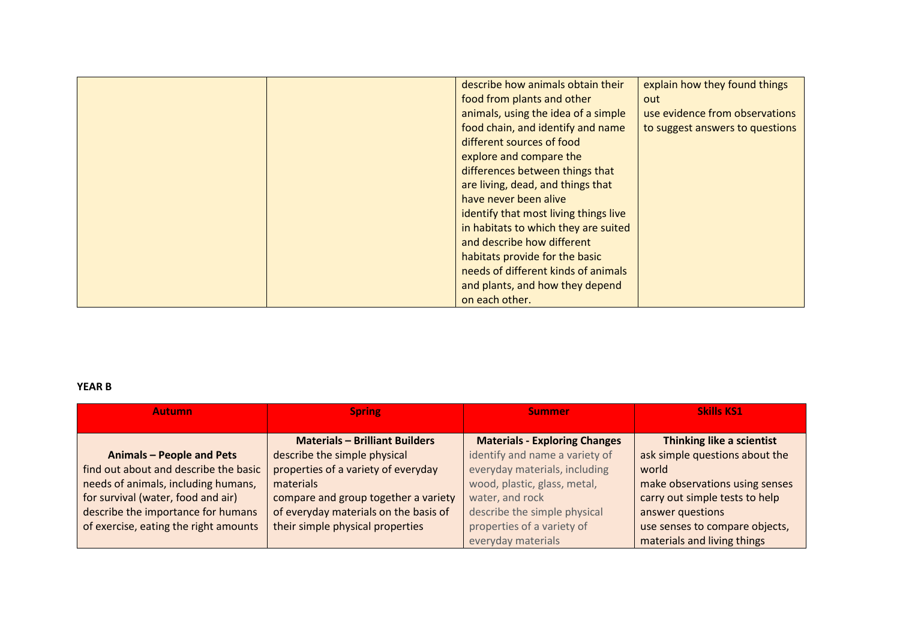| | | | |
|---|---|---|---|
| | | describe how animals obtain their food from plants and other animals, using the idea of a simple food chain, and identify and name different sources of food<br>explore and compare the differences between things that are living, dead, and things that have never been alive<br>identify that most living things live in habitats to which they are suited and describe how different habitats provide for the basic needs of different kinds of animals and plants, and how they depend on each other. | explain how they found things out<br>use evidence from observations to suggest answers to questions |

**YEAR B**

| Autumn | Spring | Summer | Skills KS1 |
|---|---|---|---|
| **Animals – People and Pets**<br>find out about and describe the basic needs of animals, including humans, for survival (water, food and air)<br>describe the importance for humans of exercise, eating the right amounts | **Materials – Brilliant Builders**<br>describe the simple physical properties of a variety of everyday materials<br>compare and group together a variety of everyday materials on the basis of their simple physical properties | **Materials - Exploring Changes**<br>identify and name a variety of everyday materials, including wood, plastic, glass, metal, water, and rock<br>describe the simple physical properties of a variety of everyday materials | **Thinking like a scientist**<br>ask simple questions about the world<br>make observations using senses<br>carry out simple tests to help answer questions<br>use senses to compare objects, materials and living things |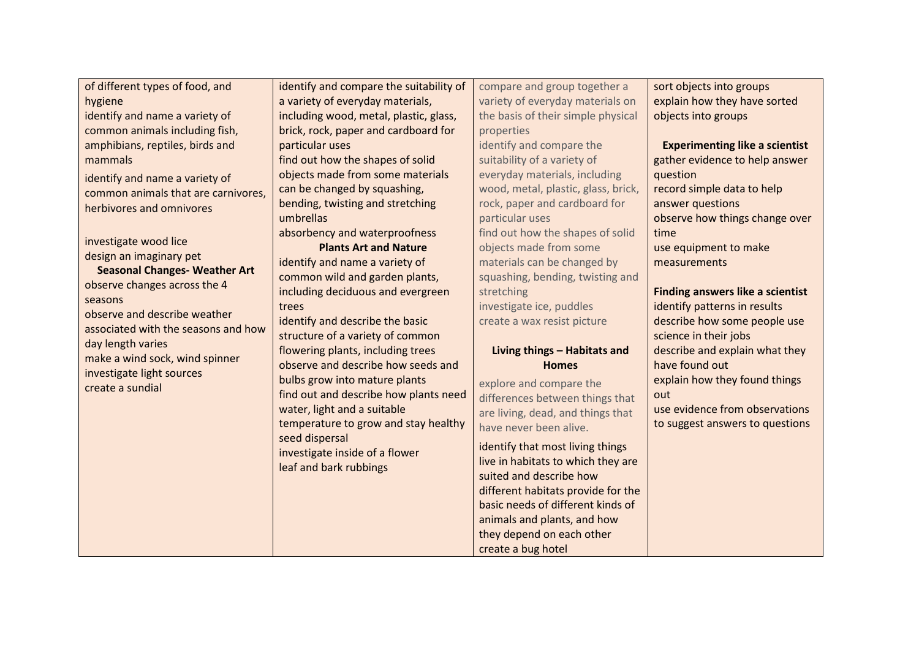| | | | |
|---|---|---|---|
| of different types of food, and hygiene<br>identify and name a variety of common animals including fish, amphibians, reptiles, birds and mammals<br>identify and name a variety of common animals that are carnivores, herbivores and omnivores<br><br>investigate wood lice<br>design an imaginary pet<br>**Seasonal Changes- Weather Art**<br>observe changes across the 4 seasons<br>observe and describe weather associated with the seasons and how day length varies<br>make a wind sock, wind spinner<br>investigate light sources<br>create a sundial | identify and compare the suitability of a variety of everyday materials, including wood, metal, plastic, glass, brick, rock, paper and cardboard for particular uses<br>find out how the shapes of solid objects made from some materials can be changed by squashing, bending, twisting and stretching<br>umbrellas<br>absorbency and waterproofness<br>**Plants Art and Nature**<br>identify and name a variety of common wild and garden plants, including deciduous and evergreen trees<br>identify and describe the basic structure of a variety of common flowering plants, including trees<br>observe and describe how seeds and bulbs grow into mature plants<br>find out and describe how plants need water, light and a suitable temperature to grow and stay healthy<br>seed dispersal<br>investigate inside of a flower<br>leaf and bark rubbings | compare and group together a variety of everyday materials on the basis of their simple physical properties<br>identify and compare the suitability of a variety of everyday materials, including wood, metal, plastic, glass, brick, rock, paper and cardboard for particular uses<br>find out how the shapes of solid objects made from some materials can be changed by squashing, bending, twisting and stretching<br>investigate ice, puddles<br>create a wax resist picture<br><br>**Living things – Habitats and Homes**<br>explore and compare the differences between things that are living, dead, and things that have never been alive.<br>identify that most living things live in habitats to which they are suited and describe how different habitats provide for the basic needs of different kinds of animals and plants, and how they depend on each other<br>create a bug hotel | sort objects into groups<br>explain how they have sorted objects into groups<br><br>**Experimenting like a scientist**<br>gather evidence to help answer question<br>record simple data to help answer questions<br>observe how things change over time<br>use equipment to make measurements<br><br>**Finding answers like a scientist**<br>identify patterns in results<br>describe how some people use science in their jobs<br>describe and explain what they have found out<br>explain how they found things out<br>use evidence from observations to suggest answers to questions |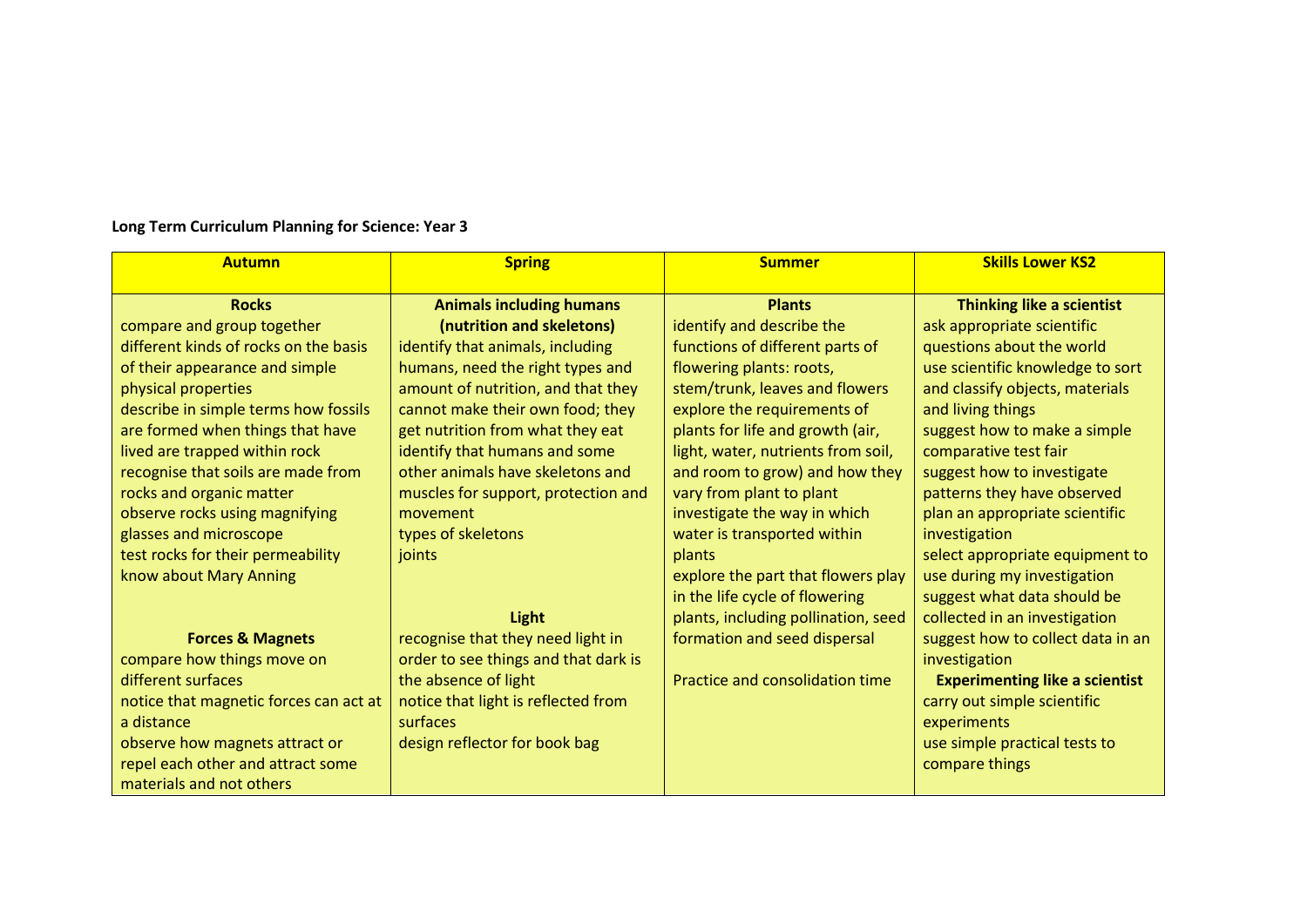**Long Term Curriculum Planning for Science: Year 3**

| Autumn | Spring | Summer | Skills Lower KS2 |
|---|---|---|---|
| **Rocks**<br>compare and group together different kinds of rocks on the basis of their appearance and simple physical properties<br>describe in simple terms how fossils are formed when things that have lived are trapped within rock<br>recognise that soils are made from rocks and organic matter<br>observe rocks using magnifying glasses and microscope<br>test rocks for their permeability<br>know about Mary Anning<br><br>**Forces & Magnets**<br>compare how things move on different surfaces<br>notice that magnetic forces can act at a distance<br>observe how magnets attract or repel each other and attract some materials and not others | **Animals including humans (nutrition and skeletons)**<br>identify that animals, including humans, need the right types and amount of nutrition, and that they cannot make their own food; they get nutrition from what they eat<br>identify that humans and some other animals have skeletons and muscles for support, protection and movement<br>types of skeletons<br>joints<br><br>**Light**<br>recognise that they need light in order to see things and that dark is the absence of light<br>notice that light is reflected from surfaces<br>design reflector for book bag | **Plants**<br>identify and describe the functions of different parts of flowering plants: roots, stem/trunk, leaves and flowers<br>explore the requirements of plants for life and growth (air, light, water, nutrients from soil, and room to grow) and how they vary from plant to plant<br>investigate the way in which water is transported within plants<br>explore the part that flowers play in the life cycle of flowering plants, including pollination, seed formation and seed dispersal<br><br>Practice and consolidation time | **Thinking like a scientist**<br>ask appropriate scientific questions about the world<br>use scientific knowledge to sort and classify objects, materials and living things<br>suggest how to make a simple comparative test fair<br>suggest how to investigate patterns they have observed<br>plan an appropriate scientific investigation<br>select appropriate equipment to use during my investigation<br>suggest what data should be collected in an investigation<br>suggest how to collect data in an investigation<br>**Experimenting like a scientist**<br>carry out simple scientific experiments<br>use simple practical tests to compare things |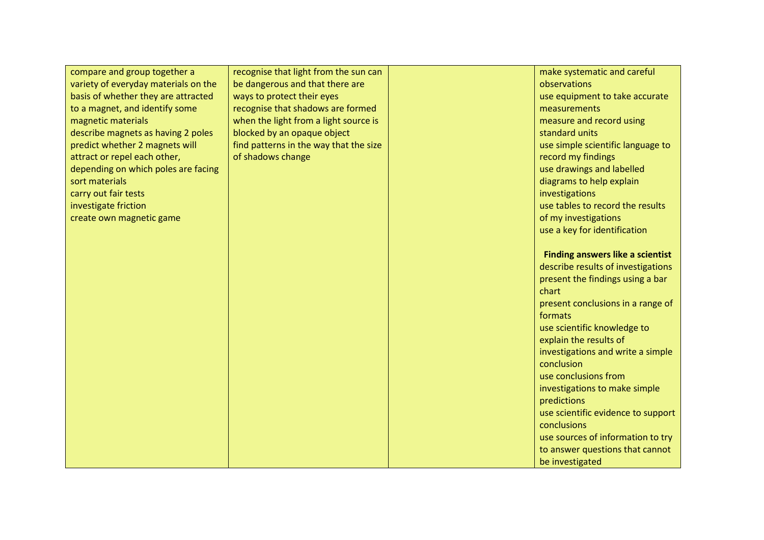| | | | |
|---|---|---|---|
| compare and group together a variety of everyday materials on the basis of whether they are attracted to a magnet, and identify some magnetic materials<br>describe magnets as having 2 poles<br>predict whether 2 magnets will attract or repel each other, depending on which poles are facing<br>sort materials<br>carry out fair tests<br>investigate friction<br>create own magnetic game | recognise that light from the sun can be dangerous and that there are ways to protect their eyes<br>recognise that shadows are formed when the light from a light source is blocked by an opaque object<br>find patterns in the way that the size of shadows change | | make systematic and careful observations<br>use equipment to take accurate measurements<br>measure and record using standard units<br>use simple scientific language to record my findings<br>use drawings and labelled diagrams to help explain investigations<br>use tables to record the results of my investigations<br>use a key for identification<br><br>**Finding answers like a scientist**<br>describe results of investigations<br>present the findings using a bar chart<br>present conclusions in a range of formats<br>use scientific knowledge to explain the results of investigations and write a simple conclusion<br>use conclusions from investigations to make simple predictions<br>use scientific evidence to support conclusions<br>use sources of information to try to answer questions that cannot be investigated |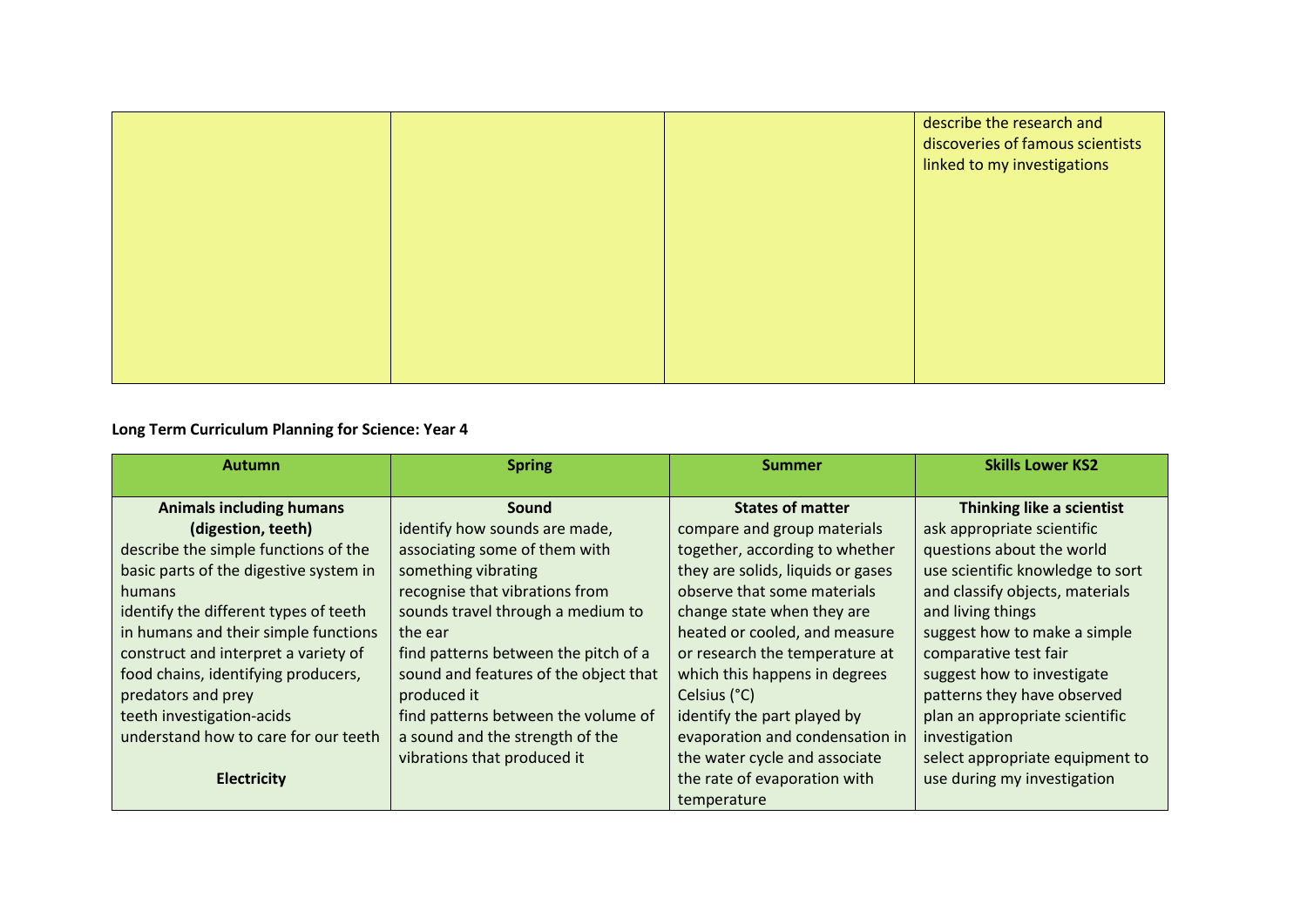| | | | |
|---|---|---|---|
| | | | describe the research and discoveries of famous scientists linked to my investigations |

**Long Term Curriculum Planning for Science: Year 4**

| Autumn | Spring | Summer | Skills Lower KS2 |
|---|---|---|---|
| **Animals including humans (digestion, teeth)**<br>describe the simple functions of the basic parts of the digestive system in humans<br>identify the different types of teeth in humans and their simple functions<br>construct and interpret a variety of food chains, identifying producers, predators and prey<br>teeth investigation-acids<br>understand how to care for our teeth<br><br>**Electricity** | **Sound**<br>identify how sounds are made, associating some of them with something vibrating<br>recognise that vibrations from sounds travel through a medium to the ear<br>find patterns between the pitch of a sound and features of the object that produced it<br>find patterns between the volume of a sound and the strength of the vibrations that produced it | **States of matter**<br>compare and group materials together, according to whether they are solids, liquids or gases<br>observe that some materials change state when they are heated or cooled, and measure or research the temperature at which this happens in degrees Celsius (°C)<br>identify the part played by evaporation and condensation in the water cycle and associate the rate of evaporation with temperature | **Thinking like a scientist**<br>ask appropriate scientific questions about the world<br>use scientific knowledge to sort and classify objects, materials and living things<br>suggest how to make a simple comparative test fair<br>suggest how to investigate patterns they have observed<br>plan an appropriate scientific investigation<br>select appropriate equipment to use during my investigation |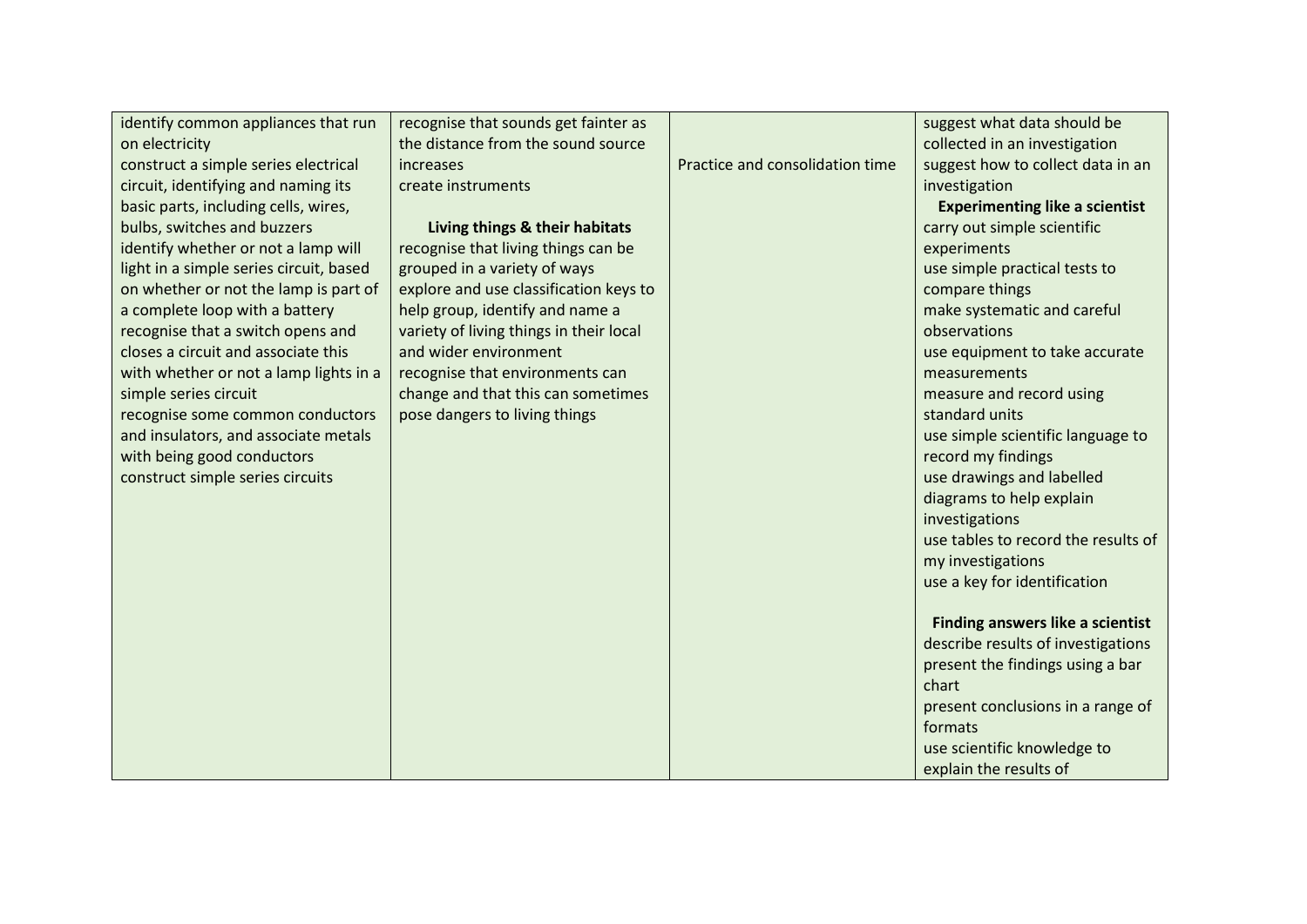| | | | |
|---|---|---|---|
| identify common appliances that run on electricity<br>construct a simple series electrical circuit, identifying and naming its basic parts, including cells, wires, bulbs, switches and buzzers<br>identify whether or not a lamp will light in a simple series circuit, based on whether or not the lamp is part of a complete loop with a battery<br>recognise that a switch opens and closes a circuit and associate this with whether or not a lamp lights in a simple series circuit<br>recognise some common conductors and insulators, and associate metals with being good conductors<br>construct simple series circuits | recognise that sounds get fainter as the distance from the sound source increases<br>create instruments<br><br>**Living things & their habitats**<br>recognise that living things can be grouped in a variety of ways<br>explore and use classification keys to help group, identify and name a variety of living things in their local and wider environment<br>recognise that environments can change and that this can sometimes pose dangers to living things | Practice and consolidation time | suggest what data should be collected in an investigation<br>suggest how to collect data in an investigation<br>**Experimenting like a scientist**<br>carry out simple scientific experiments<br>use simple practical tests to compare things<br>make systematic and careful observations<br>use equipment to take accurate measurements<br>measure and record using standard units<br>use simple scientific language to record my findings<br>use drawings and labelled diagrams to help explain investigations<br>use tables to record the results of my investigations<br>use a key for identification<br><br>**Finding answers like a scientist**<br>describe results of investigations<br>present the findings using a bar chart<br>present conclusions in a range of formats<br>use scientific knowledge to explain the results of |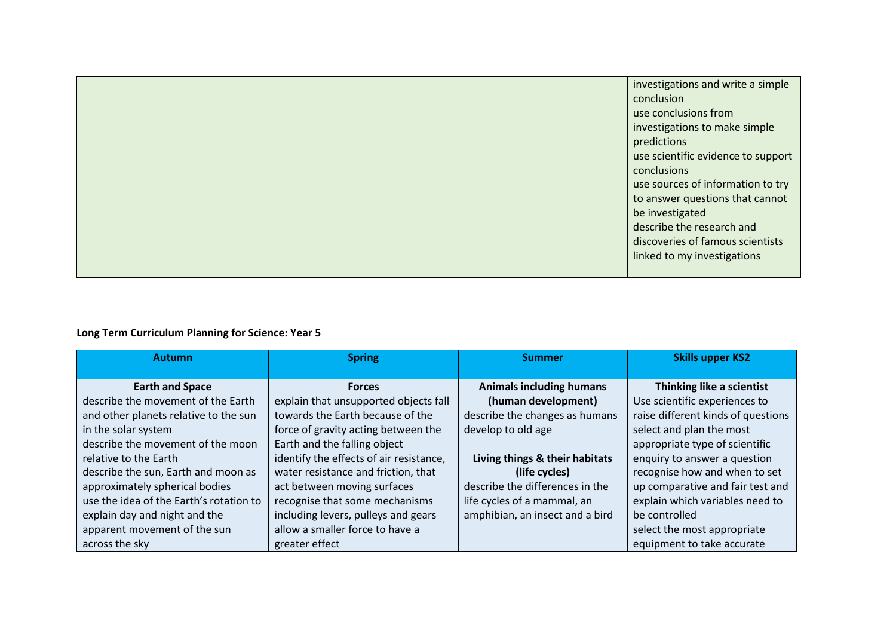|  |  |  | investigations and write a simple conclusion<br>use conclusions from investigations to make simple predictions<br>use scientific evidence to support conclusions<br>use sources of information to try to answer questions that cannot be investigated<br>describe the research and discoveries of famous scientists linked to my investigations |
|---|---|---|---|

**Long Term Curriculum Planning for Science: Year 5**

| Autumn | Spring | Summer | Skills upper KS2 |
|---|---|---|---|
| **Earth and Space**<br>describe the movement of the Earth and other planets relative to the sun in the solar system<br>describe the movement of the moon relative to the Earth<br>describe the sun, Earth and moon as approximately spherical bodies<br>use the idea of the Earth's rotation to explain day and night and the apparent movement of the sun across the sky | **Forces**<br>explain that unsupported objects fall towards the Earth because of the force of gravity acting between the Earth and the falling object<br>identify the effects of air resistance, water resistance and friction, that act between moving surfaces<br>recognise that some mechanisms including levers, pulleys and gears allow a smaller force to have a greater effect | **Animals including humans (human development)**<br>describe the changes as humans develop to old age<br><br>**Living things & their habitats (life cycles)**<br>describe the differences in the life cycles of a mammal, an amphibian, an insect and a bird | **Thinking like a scientist**<br>Use scientific experiences to raise different kinds of questions<br>select and plan the most appropriate type of scientific enquiry to answer a question<br>recognise how and when to set up comparative and fair test and explain which variables need to be controlled<br>select the most appropriate equipment to take accurate |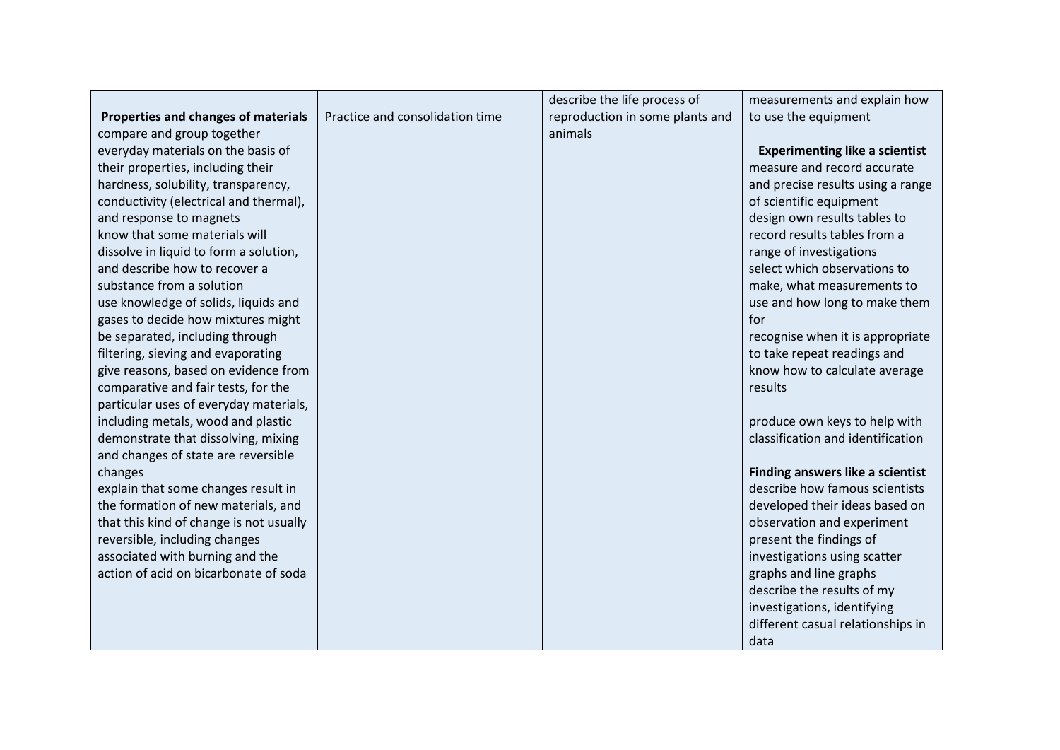| | | | |
|---|---|---|---|
| **Properties and changes of materials**<br>compare and group together everyday materials on the basis of their properties, including their hardness, solubility, transparency, conductivity (electrical and thermal), and response to magnets<br>know that some materials will dissolve in liquid to form a solution, and describe how to recover a substance from a solution<br>use knowledge of solids, liquids and gases to decide how mixtures might be separated, including through filtering, sieving and evaporating<br>give reasons, based on evidence from comparative and fair tests, for the particular uses of everyday materials, including metals, wood and plastic<br>demonstrate that dissolving, mixing and changes of state are reversible changes<br>explain that some changes result in the formation of new materials, and that this kind of change is not usually reversible, including changes associated with burning and the action of acid on bicarbonate of soda | Practice and consolidation time | describe the life process of reproduction in some plants and animals | measurements and explain how to use the equipment<br><br>**Experimenting like a scientist**<br>measure and record accurate and precise results using a range of scientific equipment<br>design own results tables to record results tables from a range of investigations<br>select which observations to make, what measurements to use and how long to make them for<br>recognise when it is appropriate to take repeat readings and know how to calculate average results<br><br>produce own keys to help with classification and identification<br><br>**Finding answers like a scientist**<br>describe how famous scientists developed their ideas based on observation and experiment<br>present the findings of investigations using scatter graphs and line graphs<br>describe the results of my investigations, identifying different casual relationships in data |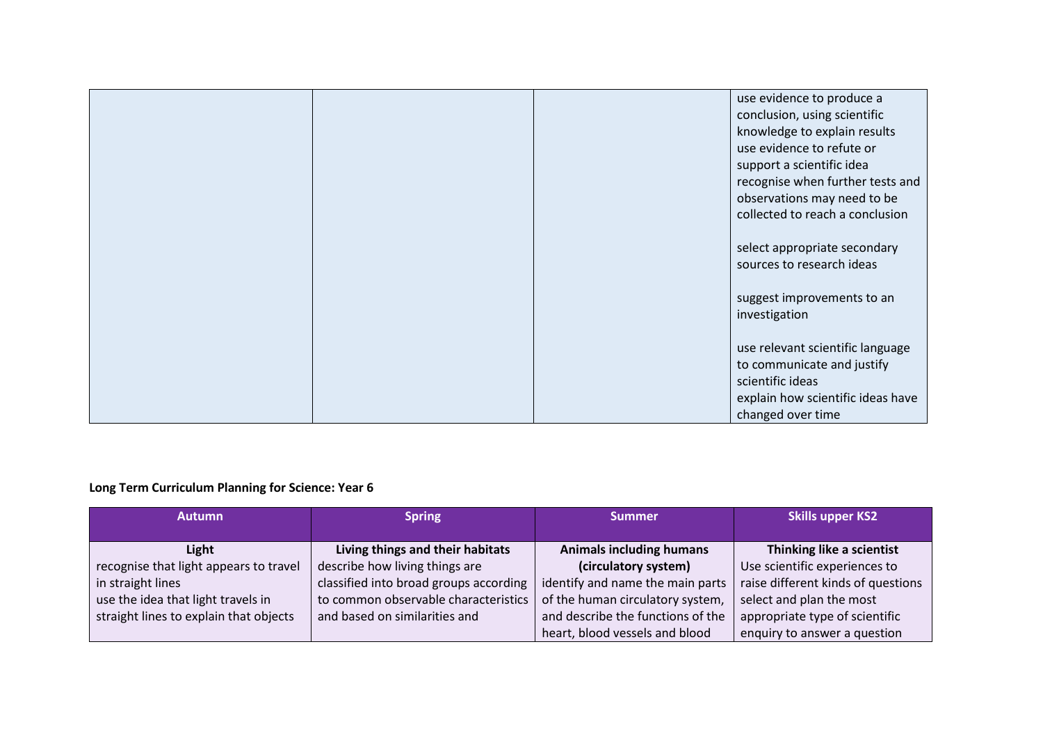| | | | use evidence to produce a conclusion, using scientific knowledge to explain results<br>use evidence to refute or support a scientific idea<br>recognise when further tests and observations may need to be collected to reach a conclusion<br><br>select appropriate secondary sources to research ideas<br><br>suggest improvements to an investigation<br><br>use relevant scientific language to communicate and justify scientific ideas<br>explain how scientific ideas have changed over time |
|---|---|---|---|

**Long Term Curriculum Planning for Science: Year 6**

| Autumn | Spring | Summer | Skills upper KS2 |
|---|---|---|---|
| **Light**<br>recognise that light appears to travel in straight lines<br>use the idea that light travels in straight lines to explain that objects | **Living things and their habitats**<br>describe how living things are classified into broad groups according to common observable characteristics and based on similarities and | **Animals including humans (circulatory system)**<br>identify and name the main parts of the human circulatory system, and describe the functions of the heart, blood vessels and blood | **Thinking like a scientist**<br>Use scientific experiences to raise different kinds of questions<br>select and plan the most appropriate type of scientific enquiry to answer a question |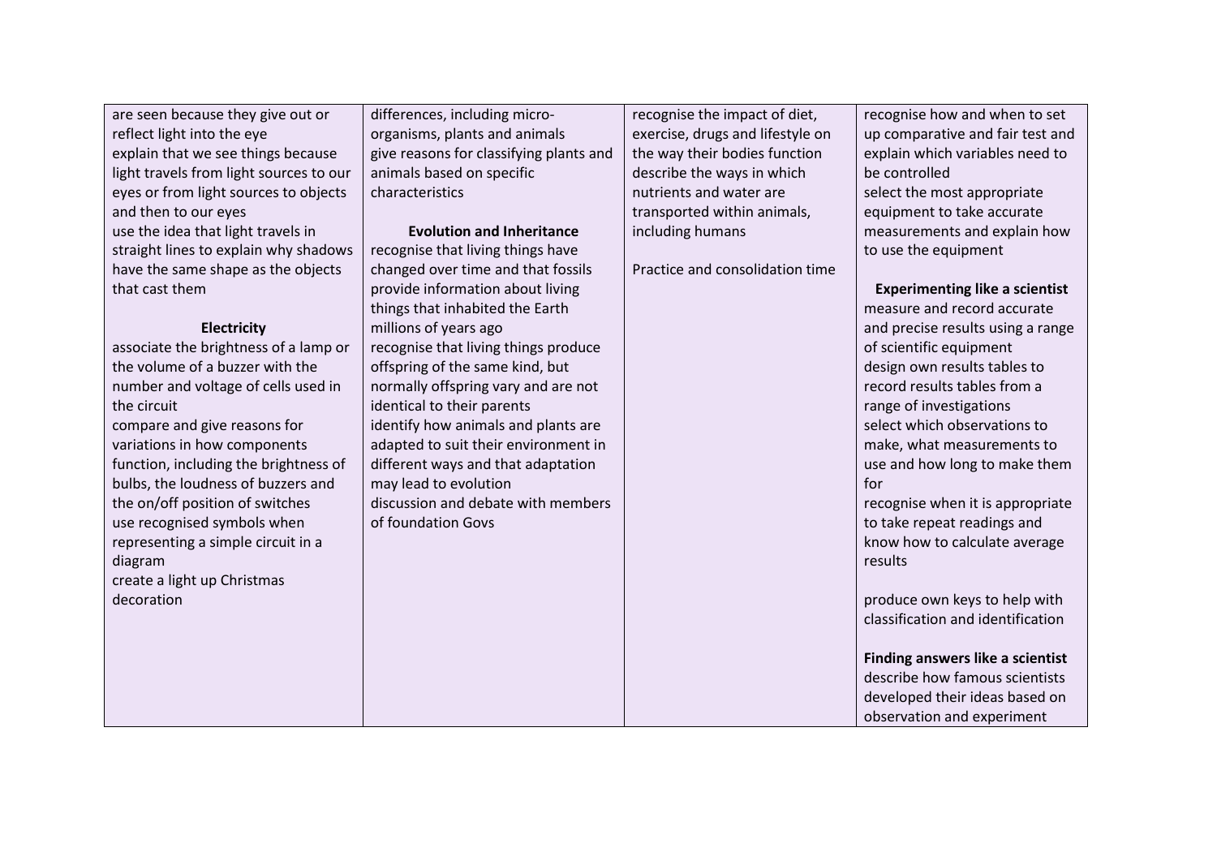| | | | |
|---|---|---|---|
| are seen because they give out or reflect light into the eye<br>explain that we see things because light travels from light sources to our eyes or from light sources to objects and then to our eyes<br>use the idea that light travels in straight lines to explain why shadows have the same shape as the objects that cast them<br><br>**Electricity**<br>associate the brightness of a lamp or the volume of a buzzer with the number and voltage of cells used in the circuit<br>compare and give reasons for variations in how components function, including the brightness of bulbs, the loudness of buzzers and the on/off position of switches<br>use recognised symbols when representing a simple circuit in a diagram<br>create a light up Christmas decoration | differences, including micro-organisms, plants and animals<br>give reasons for classifying plants and animals based on specific characteristics<br><br>**Evolution and Inheritance**<br>recognise that living things have changed over time and that fossils provide information about living things that inhabited the Earth millions of years ago<br>recognise that living things produce offspring of the same kind, but normally offspring vary and are not identical to their parents<br>identify how animals and plants are adapted to suit their environment in different ways and that adaptation may lead to evolution<br>discussion and debate with members of foundation Govs | recognise the impact of diet, exercise, drugs and lifestyle on the way their bodies function<br>describe the ways in which nutrients and water are transported within animals, including humans<br><br>Practice and consolidation time | recognise how and when to set up comparative and fair test and explain which variables need to be controlled<br>select the most appropriate equipment to take accurate measurements and explain how to use the equipment<br><br>**Experimenting like a scientist**<br>measure and record accurate and precise results using a range of scientific equipment<br>design own results tables to record results tables from a range of investigations<br>select which observations to make, what measurements to use and how long to make them for<br>recognise when it is appropriate to take repeat readings and know how to calculate average results<br><br>produce own keys to help with classification and identification<br><br>**Finding answers like a scientist**<br>describe how famous scientists developed their ideas based on observation and experiment |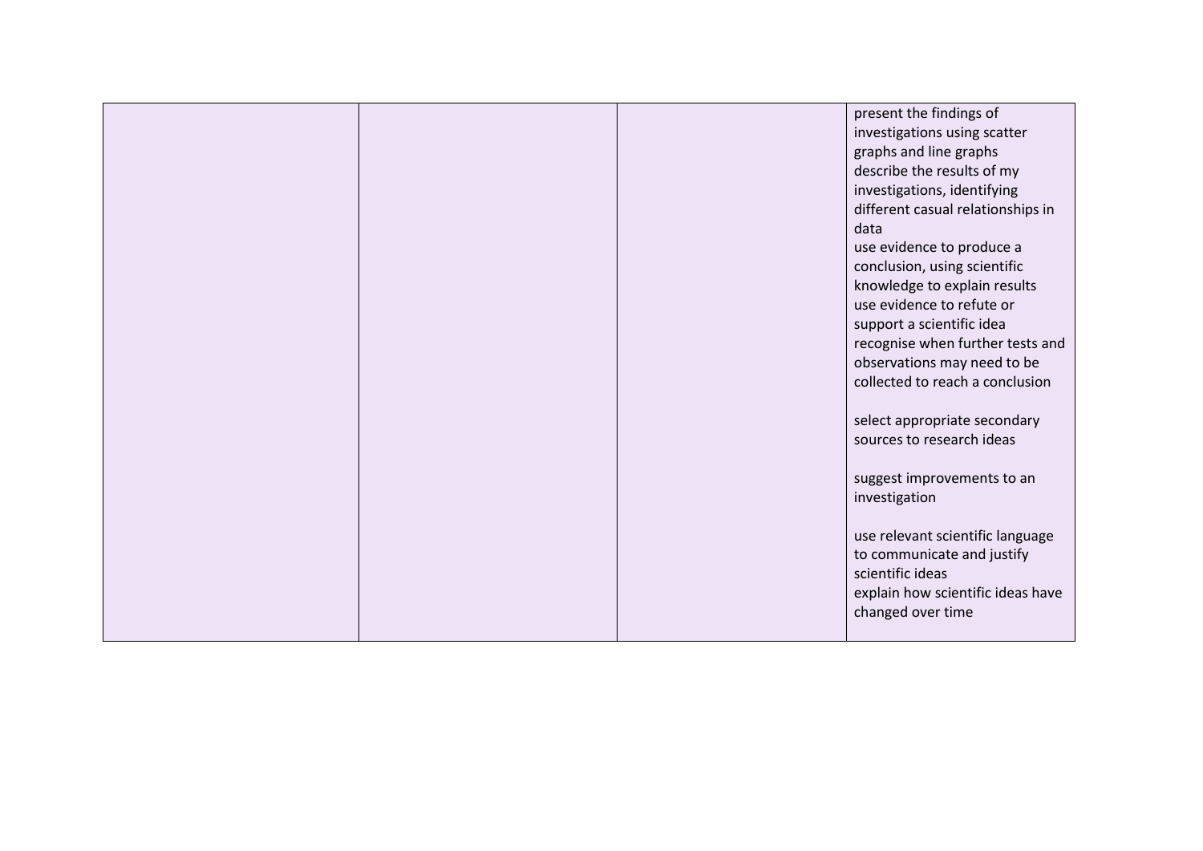|  |  |  |  |
|---|---|---|---|
|  |  |  | present the findings of investigations using scatter graphs and line graphs<br>describe the results of my investigations, identifying different casual relationships in data<br>use evidence to produce a conclusion, using scientific knowledge to explain results<br>use evidence to refute or support a scientific idea<br>recognise when further tests and observations may need to be collected to reach a conclusion<br><br>select appropriate secondary sources to research ideas<br><br>suggest improvements to an investigation<br><br>use relevant scientific language to communicate and justify scientific ideas<br>explain how scientific ideas have changed over time |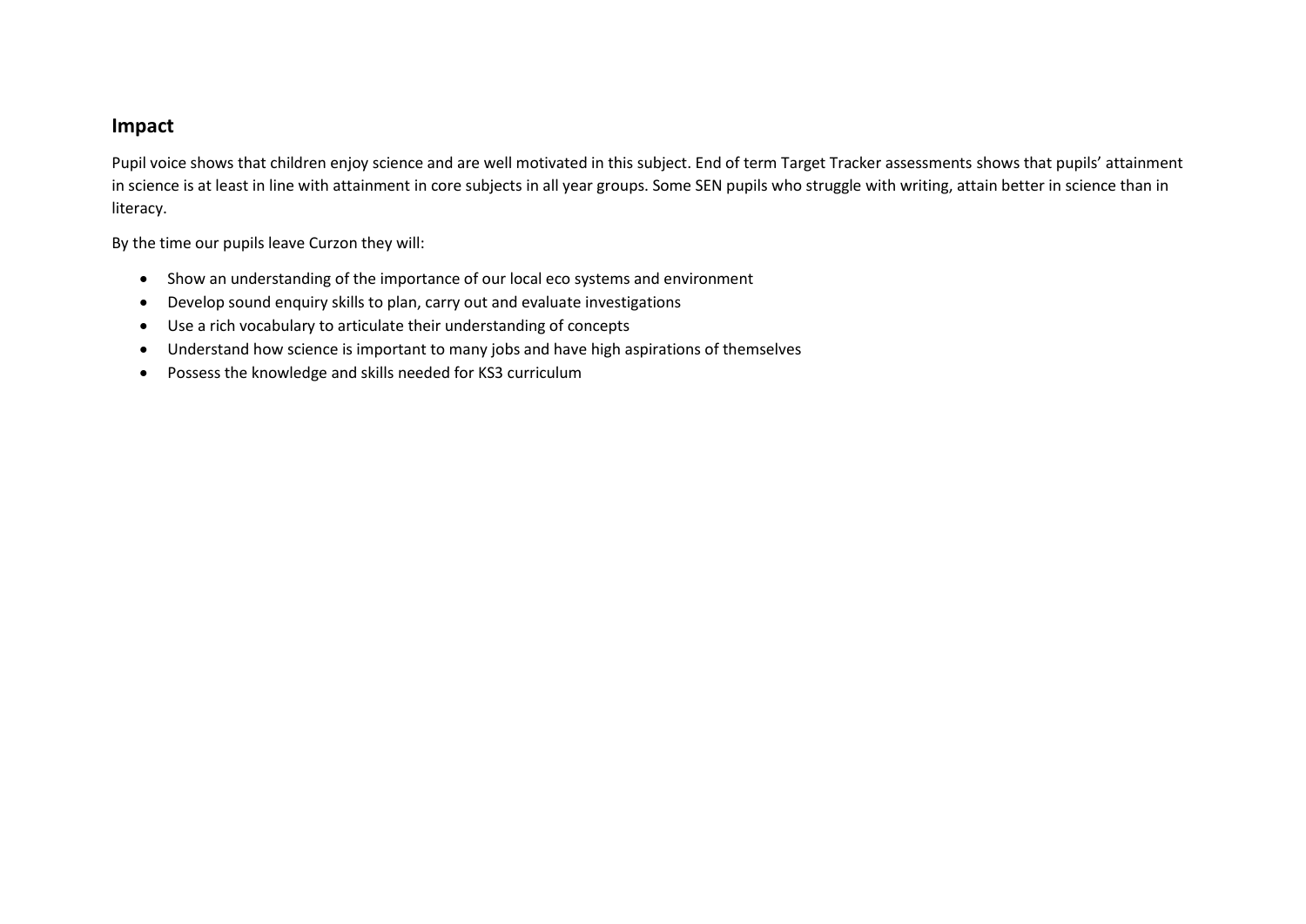## Impact

Pupil voice shows that children enjoy science and are well motivated in this subject. End of term Target Tracker assessments shows that pupils' attainment in science is at least in line with attainment in core subjects in all year groups. Some SEN pupils who struggle with writing, attain better in science than in literacy.

By the time our pupils leave Curzon they will:

- Show an understanding of the importance of our local eco systems and environment
- Develop sound enquiry skills to plan, carry out and evaluate investigations
- Use a rich vocabulary to articulate their understanding of concepts
- Understand how science is important to many jobs and have high aspirations of themselves
- Possess the knowledge and skills needed for KS3 curriculum